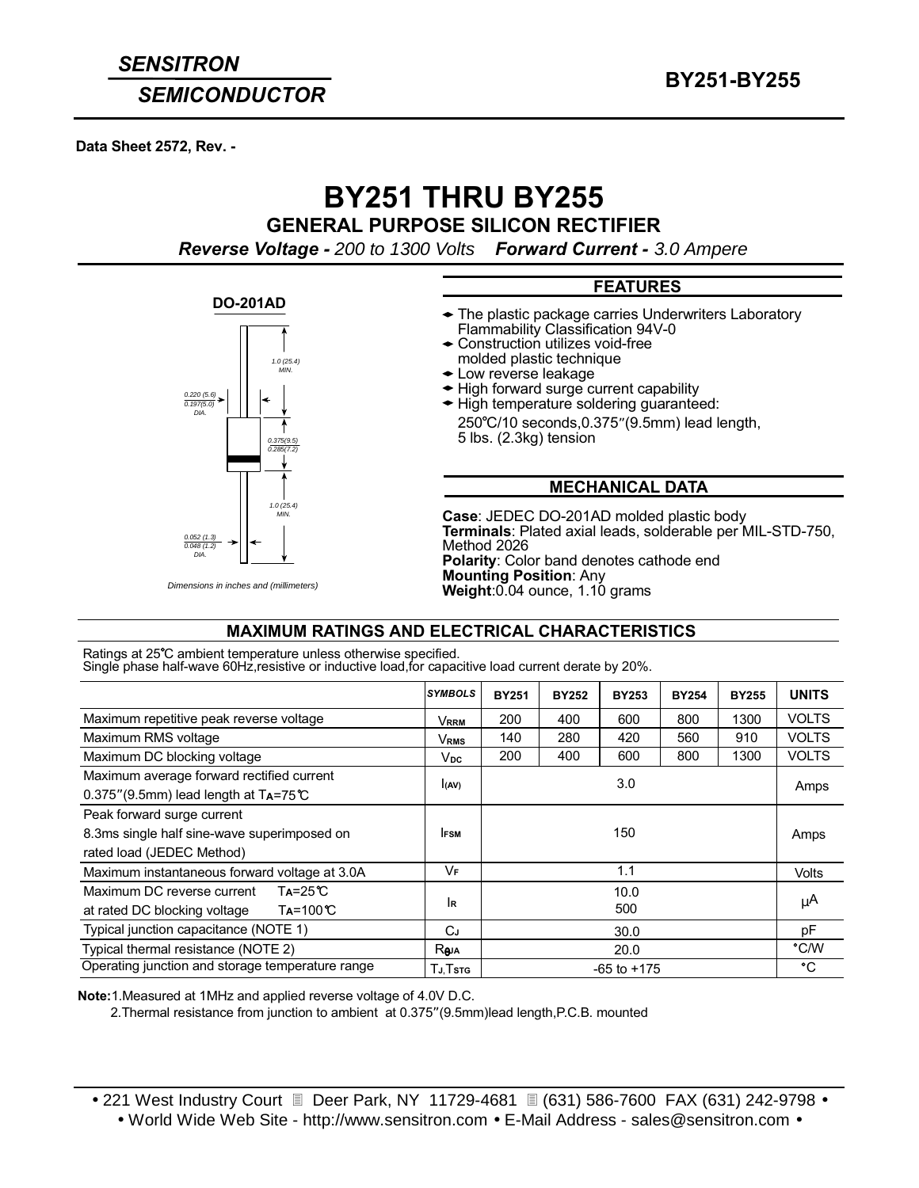**SENSITRON SEMICONDUCTOR**

**BY251-BY255**

**Data Sheet 2572, Rev. -**

# BY251 THRU BY255

## GENERAL PURPOSE SILICON RECTIFIER

***Reverse Voltage -*** *200 to 1300 Volts* ***Forward Current -*** *3.0 Ampere*

**DO-201AD**

1.0 (25.4) MIN.

0.220 (5.6) / 0.197(5.0) DIA.

0.375(9.5) / 0.285(7.2)

1.0 (25.4) MIN.

0.052 (1.3) / 0.048 (1.2) DIA.

*Dimensions in inches and (millimeters)*

### FEATURES

- The plastic package carries Underwriters Laboratory Flammability Classification 94V-0
- Construction utilizes void-free molded plastic technique
- Low reverse leakage
- High forward surge current capability
- High temperature soldering guaranteed: 250℃/10 seconds,0.375″(9.5mm) lead length, 5 lbs. (2.3kg) tension

### MECHANICAL DATA

**Case**: JEDEC DO-201AD molded plastic body
**Terminals**: Plated axial leads, solderable per MIL-STD-750, Method 2026
**Polarity**: Color band denotes cathode end
**Mounting Position**: Any
**Weight**:0.04 ounce, 1.10 grams

### MAXIMUM RATINGS AND ELECTRICAL CHARACTERISTICS

Ratings at 25℃ ambient temperature unless otherwise specified.
Single phase half-wave 60Hz,resistive or inductive load,for capacitive load current derate by 20%.

| | *SYMBOLS* | BY251 | BY252 | BY253 | BY254 | BY255 | UNITS |
|---|---|---|---|---|---|---|---|
| Maximum repetitive peak reverse voltage | $V_{RRM}$ | 200 | 400 | 600 | 800 | 1300 | VOLTS |
| Maximum RMS voltage | $V_{RMS}$ | 140 | 280 | 420 | 560 | 910 | VOLTS |
| Maximum DC blocking voltage | $V_{DC}$ | 200 | 400 | 600 | 800 | 1300 | VOLTS |
| Maximum average forward rectified current 0.375″(9.5mm) lead length at $T_A$=75℃ | $I_{(AV)}$ | 3.0 | | | | | Amps |
| Peak forward surge current 8.3ms single half sine-wave superimposed on rated load (JEDEC Method) | $I_{FSM}$ | 150 | | | | | Amps |
| Maximum instantaneous forward voltage at 3.0A | $V_F$ | 1.1 | | | | | Volts |
| Maximum DC reverse current $T_A$=25℃ at rated DC blocking voltage $T_A$=100℃ | $I_R$ | 10.0<br>500 | | | | | μA |
| Typical junction capacitance (NOTE 1) | $C_J$ | 30.0 | | | | | pF |
| Typical thermal resistance (NOTE 2) | $R_{\theta JA}$ | 20.0 | | | | | °C/W |
| Operating junction and storage temperature range | $T_J, T_{STG}$ | -65 to +175 | | | | | °C |

**Note:**1.Measured at 1MHz and applied reverse voltage of 4.0V D.C.
2.Thermal resistance from junction to ambient at 0.375″(9.5mm)lead length,P.C.B. mounted

• 221 West Industry Court ▯ Deer Park, NY 11729-4681 ▯ (631) 586-7600 FAX (631) 242-9798 •
• World Wide Web Site - http://www.sensitron.com • E-Mail Address - sales@sensitron.com •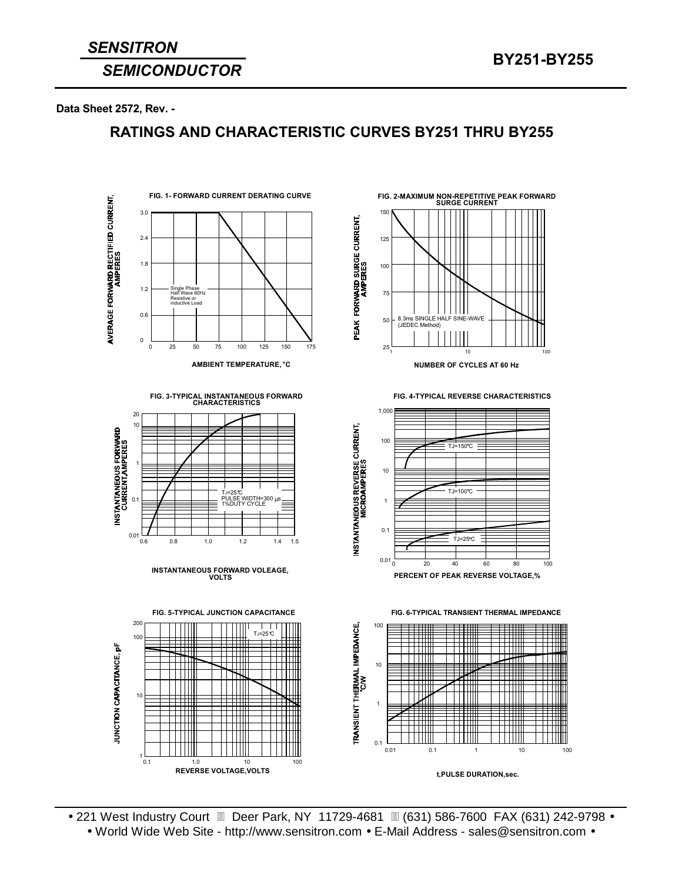Data Sheet 2572, Rev. -

## RATINGS AND CHARACTERISTIC CURVES BY251 THRU BY255

FIG. 1- FORWARD CURRENT DERATING CURVE

AVERAGE FORWARD RECTIFIED CURRENT, AMPERES

3.0
2.4
1.8
1.2
0.6
0

0 25 50 75 100 125 150 175

Single Phase
Half Wave 60Hz
Resistive or
inductive Load

AMBIENT TEMPERATURE, °C

FIG. 2-MAXIMUM NON-REPETITIVE PEAK FORWARD SURGE CURRENT

PEAK FORWARD SURGE CURRENT, AMPERES

150
125
100
75
50
25

1 10 100

8.3ms SINGLE HALF SINE-WAVE
(JEDEC Method)

NUMBER OF CYCLES AT 60 Hz

FIG. 3-TYPICAL INSTANTANEOUS FORWARD CHARACTERISTICS

INSTANTANEOUS FORWARD CURRENT,AMPERES

20
10
1
0.1
0.01

0.6 0.8 1.0 1.2 1.4 1.5

TJ=25℃
PULSE WIDTH=300 μs
1%DUTY CYCLE

INSTANTANEOUS FORWARD VOLEAGE, VOLTS

FIG. 4-TYPICAL REVERSE CHARACTERISTICS

INSTANTANEOUS REVERSE CURRENT, MICROAMPERES

1,000
100
10
1
0.1
0.01

0 20 40 60 80 100

TJ=150℃
TJ=100℃
TJ=25℃

PERCENT OF PEAK REVERSE VOLTAGE,%

FIG. 5-TYPICAL JUNCTION CAPACITANCE

JUNCTION CAPACITANCE, pF

200
100
10
1

0.1 1.0 10 100

TJ=25℃

REVERSE VOLTAGE,VOLTS

FIG. 6-TYPICAL TRANSIENT THERMAL IMPEDANCE

TRANSIENT THERMAL IMPEDANCE, ℃/W

100
10
1
0.1

0.01 0.1 1 10 100

t,PULSE DURATION,sec.